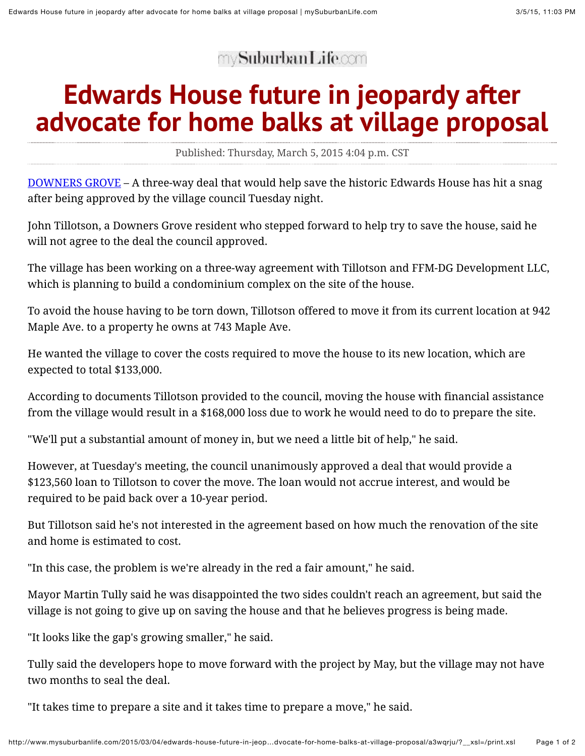mySuburbanLife.com

# Edwards House future in jeopardy after advocate for home balks at village proposal

Published: Thursday, March 5, 2015 4:04 p.m. CST

DOWNERS GROVE – A three-way deal that would help save the historic Edwards House has hit a snag after being approved by the village council Tuesday night.

John Tillotson, a Downers Grove resident who stepped forward to help try to save the house, said he will not agree to the deal the council approved.

The village has been working on a three-way agreement with Tillotson and FFM-DG Development LLC, which is planning to build a condominium complex on the site of the house.

To avoid the house having to be torn down, Tillotson offered to move it from its current location at 942 Maple Ave. to a property he owns at 743 Maple Ave.

He wanted the village to cover the costs required to move the house to its new location, which are expected to total $133,000.

According to documents Tillotson provided to the council, moving the house with financial assistance from the village would result in a $168,000 loss due to work he would need to do to prepare the site.

"We'll put a substantial amount of money in, but we need a little bit of help," he said.

However, at Tuesday's meeting, the council unanimously approved a deal that would provide a $123,560 loan to Tillotson to cover the move. The loan would not accrue interest, and would be required to be paid back over a 10-year period.

But Tillotson said he's not interested in the agreement based on how much the renovation of the site and home is estimated to cost.

"In this case, the problem is we're already in the red a fair amount," he said.

Mayor Martin Tully said he was disappointed the two sides couldn't reach an agreement, but said the village is not going to give up on saving the house and that he believes progress is being made.

"It looks like the gap's growing smaller," he said.

Tully said the developers hope to move forward with the project by May, but the village may not have two months to seal the deal.

"It takes time to prepare a site and it takes time to prepare a move," he said.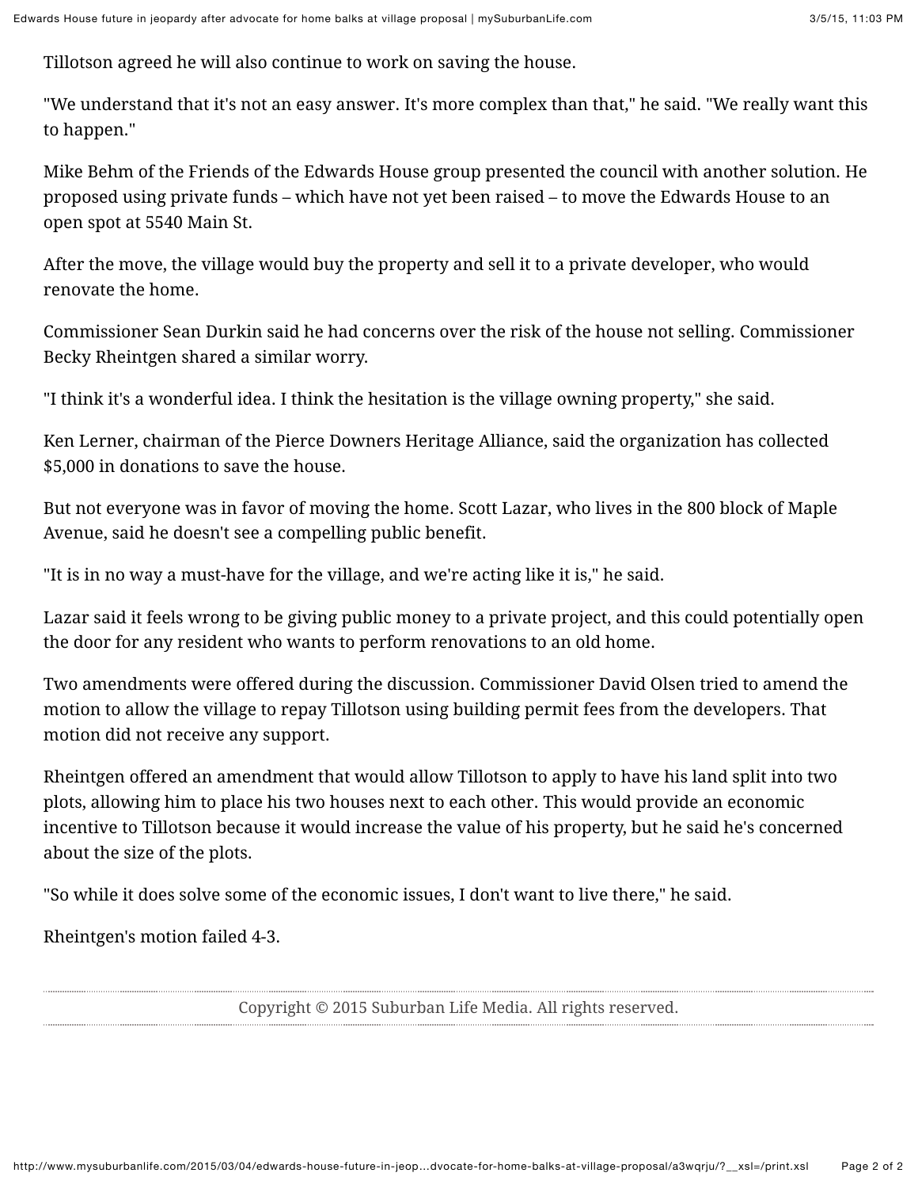Tillotson agreed he will also continue to work on saving the house.

"We understand that it's not an easy answer. It's more complex than that," he said. "We really want this to happen."

Mike Behm of the Friends of the Edwards House group presented the council with another solution. He proposed using private funds – which have not yet been raised – to move the Edwards House to an open spot at 5540 Main St.

After the move, the village would buy the property and sell it to a private developer, who would renovate the home.

Commissioner Sean Durkin said he had concerns over the risk of the house not selling. Commissioner Becky Rheintgen shared a similar worry.

"I think it's a wonderful idea. I think the hesitation is the village owning property," she said.

Ken Lerner, chairman of the Pierce Downers Heritage Alliance, said the organization has collected $5,000 in donations to save the house.

But not everyone was in favor of moving the home. Scott Lazar, who lives in the 800 block of Maple Avenue, said he doesn't see a compelling public benefit.

"It is in no way a must-have for the village, and we're acting like it is," he said.

Lazar said it feels wrong to be giving public money to a private project, and this could potentially open the door for any resident who wants to perform renovations to an old home.

Two amendments were offered during the discussion. Commissioner David Olsen tried to amend the motion to allow the village to repay Tillotson using building permit fees from the developers. That motion did not receive any support.

Rheintgen offered an amendment that would allow Tillotson to apply to have his land split into two plots, allowing him to place his two houses next to each other. This would provide an economic incentive to Tillotson because it would increase the value of his property, but he said he's concerned about the size of the plots.

"So while it does solve some of the economic issues, I don't want to live there," he said.

Rheintgen's motion failed 4-3.

Copyright © 2015 Suburban Life Media. All rights reserved.